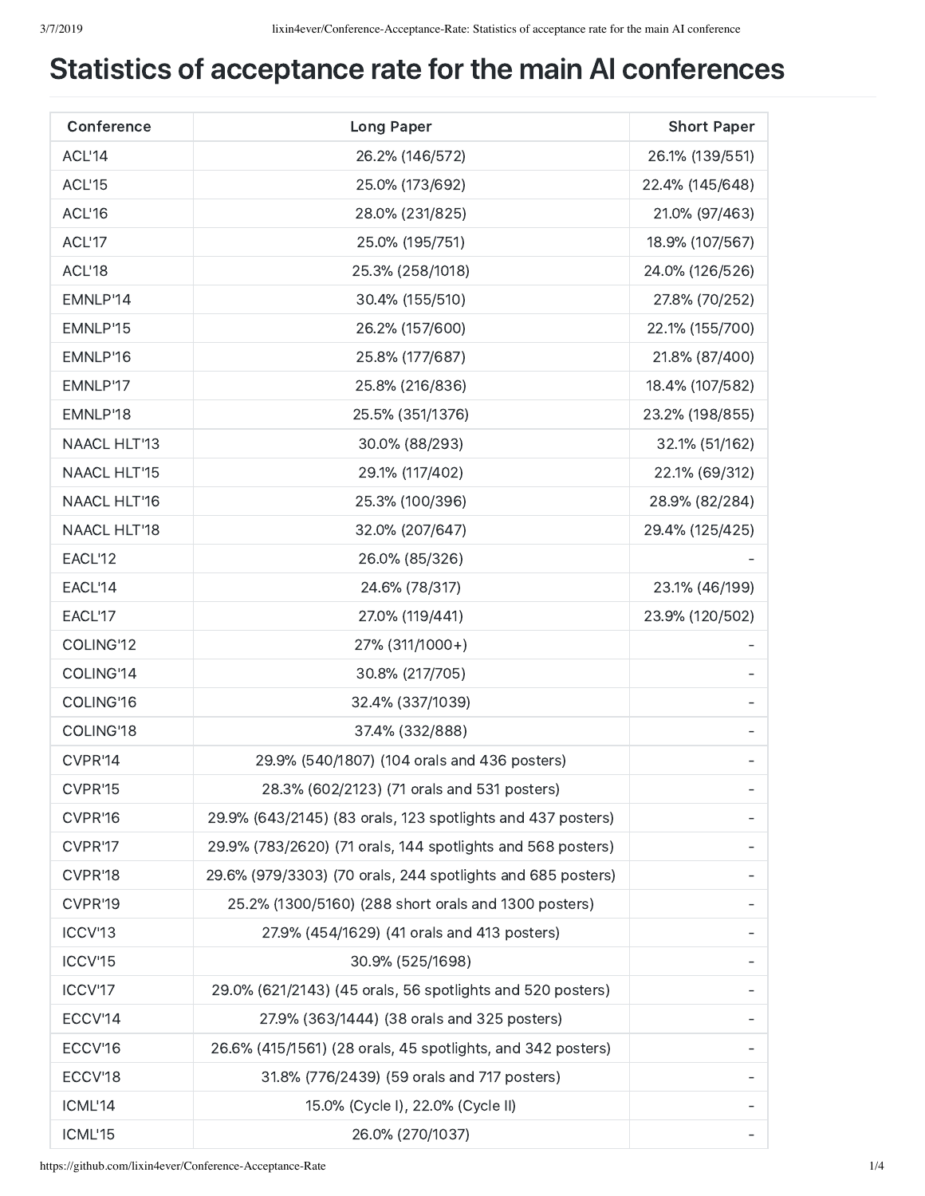# Statistics of acceptance rate for the main AI conferences

| Conference | Long Paper | Short Paper |
| --- | --- | --- |
| ACL'14 | 26.2% (146/572) | 26.1% (139/551) |
| ACL'15 | 25.0% (173/692) | 22.4% (145/648) |
| ACL'16 | 28.0% (231/825) | 21.0% (97/463) |
| ACL'17 | 25.0% (195/751) | 18.9% (107/567) |
| ACL'18 | 25.3% (258/1018) | 24.0% (126/526) |
| EMNLP'14 | 30.4% (155/510) | 27.8% (70/252) |
| EMNLP'15 | 26.2% (157/600) | 22.1% (155/700) |
| EMNLP'16 | 25.8% (177/687) | 21.8% (87/400) |
| EMNLP'17 | 25.8% (216/836) | 18.4% (107/582) |
| EMNLP'18 | 25.5% (351/1376) | 23.2% (198/855) |
| NAACL HLT'13 | 30.0% (88/293) | 32.1% (51/162) |
| NAACL HLT'15 | 29.1% (117/402) | 22.1% (69/312) |
| NAACL HLT'16 | 25.3% (100/396) | 28.9% (82/284) |
| NAACL HLT'18 | 32.0% (207/647) | 29.4% (125/425) |
| EACL'12 | 26.0% (85/326) | - |
| EACL'14 | 24.6% (78/317) | 23.1% (46/199) |
| EACL'17 | 27.0% (119/441) | 23.9% (120/502) |
| COLING'12 | 27% (311/1000+) | - |
| COLING'14 | 30.8% (217/705) | - |
| COLING'16 | 32.4% (337/1039) | - |
| COLING'18 | 37.4% (332/888) | - |
| CVPR'14 | 29.9% (540/1807) (104 orals and 436 posters) | - |
| CVPR'15 | 28.3% (602/2123) (71 orals and 531 posters) | - |
| CVPR'16 | 29.9% (643/2145) (83 orals, 123 spotlights and 437 posters) | - |
| CVPR'17 | 29.9% (783/2620) (71 orals, 144 spotlights and 568 posters) | - |
| CVPR'18 | 29.6% (979/3303) (70 orals, 244 spotlights and 685 posters) | - |
| CVPR'19 | 25.2% (1300/5160) (288 short orals and 1300 posters) | - |
| ICCV'13 | 27.9% (454/1629) (41 orals and 413 posters) | - |
| ICCV'15 | 30.9% (525/1698) | - |
| ICCV'17 | 29.0% (621/2143) (45 orals, 56 spotlights and 520 posters) | - |
| ECCV'14 | 27.9% (363/1444) (38 orals and 325 posters) | - |
| ECCV'16 | 26.6% (415/1561) (28 orals, 45 spotlights, and 342 posters) | - |
| ECCV'18 | 31.8% (776/2439) (59 orals and 717 posters) | - |
| ICML'14 | 15.0% (Cycle I), 22.0% (Cycle II) | - |
| ICML'15 | 26.0% (270/1037) | - |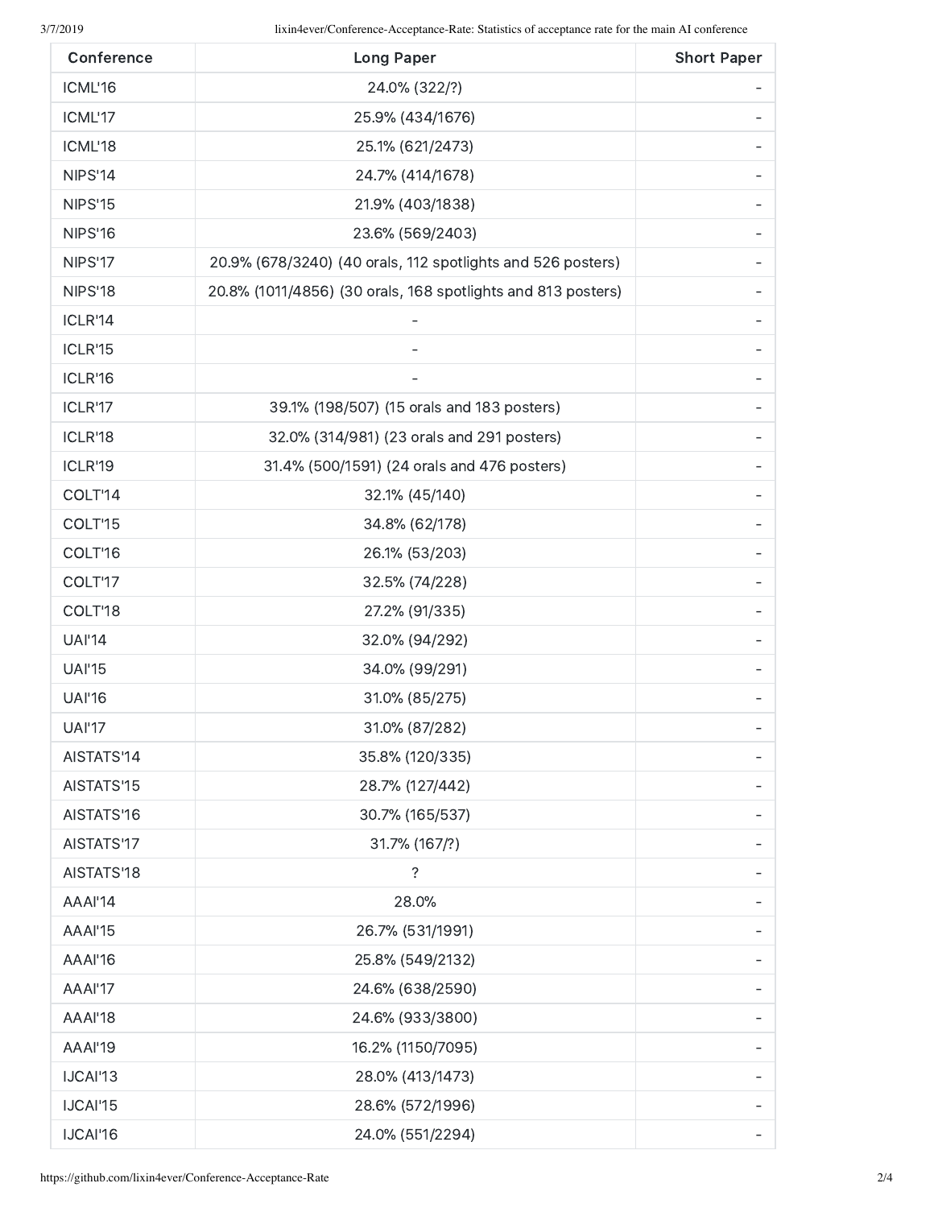| Conference | Long Paper | Short Paper |
| --- | --- | --- |
| ICML'16 | 24.0% (322/?) | - |
| ICML'17 | 25.9% (434/1676) | - |
| ICML'18 | 25.1% (621/2473) | - |
| NIPS'14 | 24.7% (414/1678) | - |
| NIPS'15 | 21.9% (403/1838) | - |
| NIPS'16 | 23.6% (569/2403) | - |
| NIPS'17 | 20.9% (678/3240) (40 orals, 112 spotlights and 526 posters) | - |
| NIPS'18 | 20.8% (1011/4856) (30 orals, 168 spotlights and 813 posters) | - |
| ICLR'14 | - | - |
| ICLR'15 | - | - |
| ICLR'16 | - | - |
| ICLR'17 | 39.1% (198/507) (15 orals and 183 posters) | - |
| ICLR'18 | 32.0% (314/981) (23 orals and 291 posters) | - |
| ICLR'19 | 31.4% (500/1591) (24 orals and 476 posters) | - |
| COLT'14 | 32.1% (45/140) | - |
| COLT'15 | 34.8% (62/178) | - |
| COLT'16 | 26.1% (53/203) | - |
| COLT'17 | 32.5% (74/228) | - |
| COLT'18 | 27.2% (91/335) | - |
| UAI'14 | 32.0% (94/292) | - |
| UAI'15 | 34.0% (99/291) | - |
| UAI'16 | 31.0% (85/275) | - |
| UAI'17 | 31.0% (87/282) | - |
| AISTATS'14 | 35.8% (120/335) | - |
| AISTATS'15 | 28.7% (127/442) | - |
| AISTATS'16 | 30.7% (165/537) | - |
| AISTATS'17 | 31.7% (167/?) | - |
| AISTATS'18 | ? | - |
| AAAI'14 | 28.0% | - |
| AAAI'15 | 26.7% (531/1991) | - |
| AAAI'16 | 25.8% (549/2132) | - |
| AAAI'17 | 24.6% (638/2590) | - |
| AAAI'18 | 24.6% (933/3800) | - |
| AAAI'19 | 16.2% (1150/7095) | - |
| IJCAI'13 | 28.0% (413/1473) | - |
| IJCAI'15 | 28.6% (572/1996) | - |
| IJCAI'16 | 24.0% (551/2294) | - |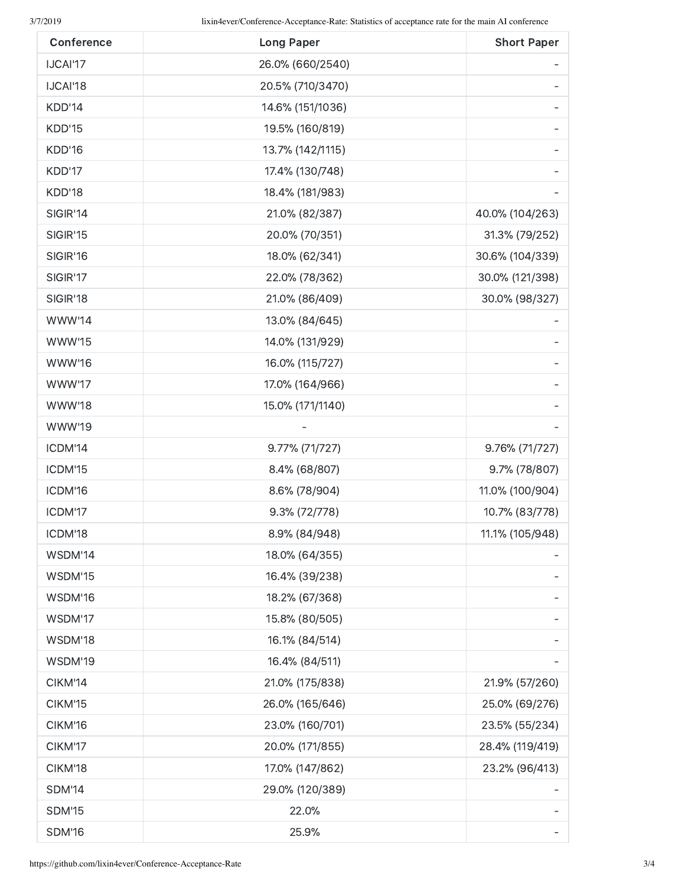| Conference | Long Paper | Short Paper |
| --- | --- | --- |
| IJCAI'17 | 26.0% (660/2540) | - |
| IJCAI'18 | 20.5% (710/3470) | - |
| KDD'14 | 14.6% (151/1036) | - |
| KDD'15 | 19.5% (160/819) | - |
| KDD'16 | 13.7% (142/1115) | - |
| KDD'17 | 17.4% (130/748) | - |
| KDD'18 | 18.4% (181/983) | - |
| SIGIR'14 | 21.0% (82/387) | 40.0% (104/263) |
| SIGIR'15 | 20.0% (70/351) | 31.3% (79/252) |
| SIGIR'16 | 18.0% (62/341) | 30.6% (104/339) |
| SIGIR'17 | 22.0% (78/362) | 30.0% (121/398) |
| SIGIR'18 | 21.0% (86/409) | 30.0% (98/327) |
| WWW'14 | 13.0% (84/645) | - |
| WWW'15 | 14.0% (131/929) | - |
| WWW'16 | 16.0% (115/727) | - |
| WWW'17 | 17.0% (164/966) | - |
| WWW'18 | 15.0% (171/1140) | - |
| WWW'19 | - | - |
| ICDM'14 | 9.77% (71/727) | 9.76% (71/727) |
| ICDM'15 | 8.4% (68/807) | 9.7% (78/807) |
| ICDM'16 | 8.6% (78/904) | 11.0% (100/904) |
| ICDM'17 | 9.3% (72/778) | 10.7% (83/778) |
| ICDM'18 | 8.9% (84/948) | 11.1% (105/948) |
| WSDM'14 | 18.0% (64/355) | - |
| WSDM'15 | 16.4% (39/238) | - |
| WSDM'16 | 18.2% (67/368) | - |
| WSDM'17 | 15.8% (80/505) | - |
| WSDM'18 | 16.1% (84/514) | - |
| WSDM'19 | 16.4% (84/511) | - |
| CIKM'14 | 21.0% (175/838) | 21.9% (57/260) |
| CIKM'15 | 26.0% (165/646) | 25.0% (69/276) |
| CIKM'16 | 23.0% (160/701) | 23.5% (55/234) |
| CIKM'17 | 20.0% (171/855) | 28.4% (119/419) |
| CIKM'18 | 17.0% (147/862) | 23.2% (96/413) |
| SDM'14 | 29.0% (120/389) | - |
| SDM'15 | 22.0% | - |
| SDM'16 | 25.9% | - |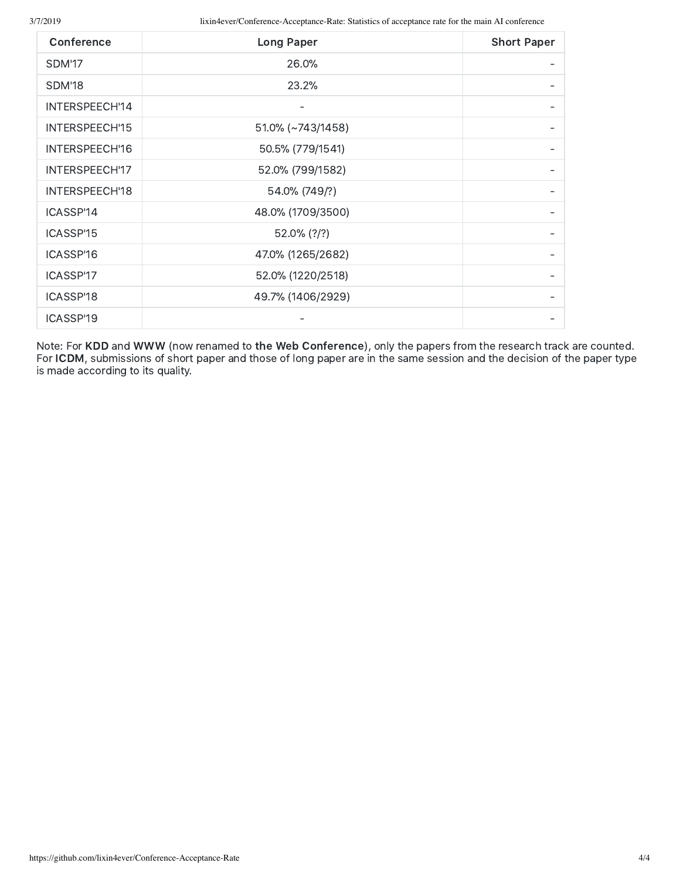| Conference | Long Paper | Short Paper |
| --- | --- | --- |
| SDM'17 | 26.0% | - |
| SDM'18 | 23.2% | - |
| INTERSPEECH'14 | - | - |
| INTERSPEECH'15 | 51.0% (~743/1458) | - |
| INTERSPEECH'16 | 50.5% (779/1541) | - |
| INTERSPEECH'17 | 52.0% (799/1582) | - |
| INTERSPEECH'18 | 54.0% (749/?) | - |
| ICASSP'14 | 48.0% (1709/3500) | - |
| ICASSP'15 | 52.0% (?/?) | - |
| ICASSP'16 | 47.0% (1265/2682) | - |
| ICASSP'17 | 52.0% (1220/2518) | - |
| ICASSP'18 | 49.7% (1406/2929) | - |
| ICASSP'19 | - | - |

Note: For **KDD** and **WWW** (now renamed to **the Web Conference**), only the papers from the research track are counted. For **ICDM**, submissions of short paper and those of long paper are in the same session and the decision of the paper type is made according to its quality.